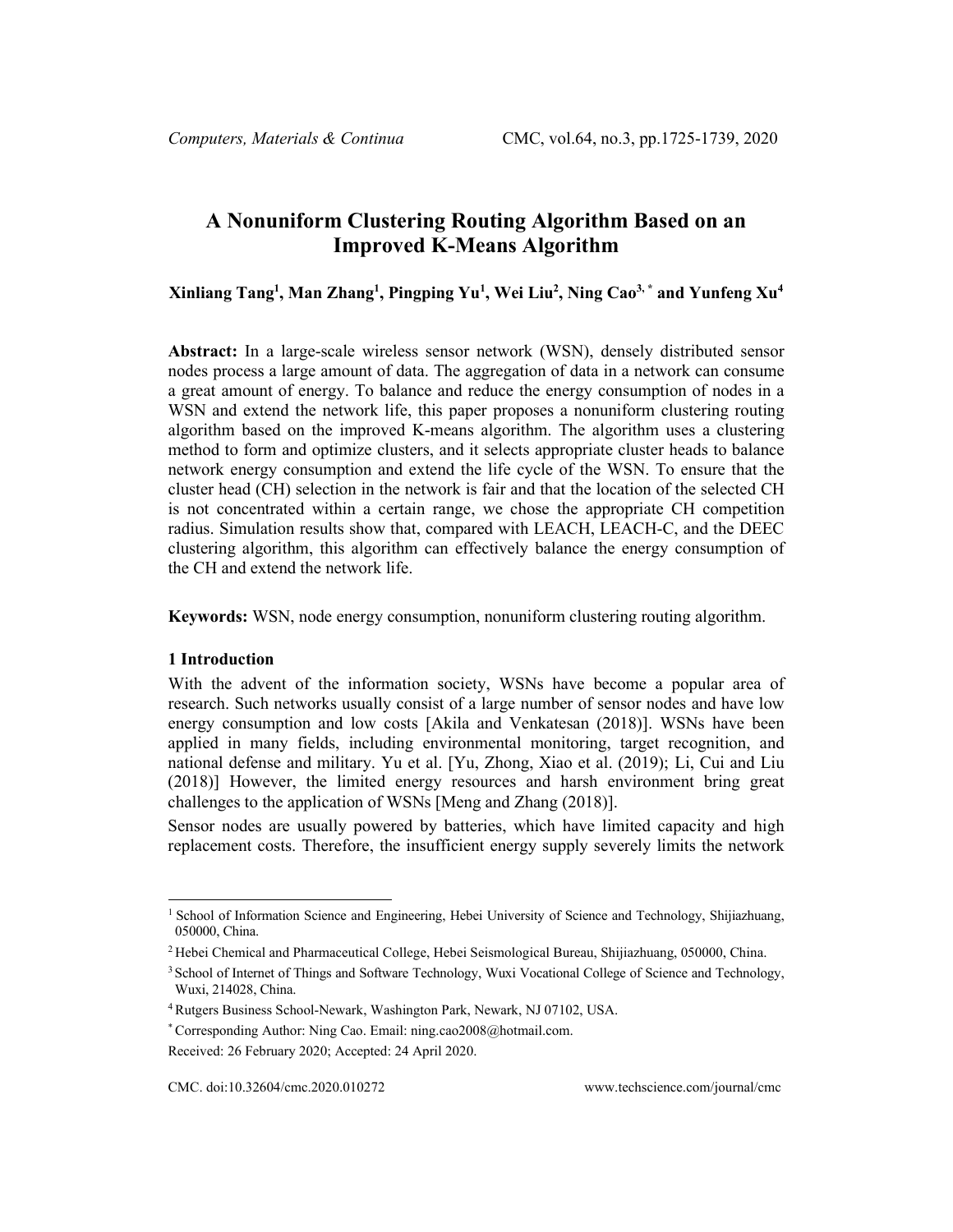# A Nonuniform Clustering Routing Algorithm Based on an Improved K-Means Algorithm

**Xinliang Tang[1], Man Zhang[1], Pingping Yu[1], Wei Liu[2], Ning Cao[3,*] and Yunfeng Xu[4]**

**Abstract:** In a large-scale wireless sensor network (WSN), densely distributed sensor nodes process a large amount of data. The aggregation of data in a network can consume a great amount of energy. To balance and reduce the energy consumption of nodes in a WSN and extend the network life, this paper proposes a nonuniform clustering routing algorithm based on the improved K-means algorithm. The algorithm uses a clustering method to form and optimize clusters, and it selects appropriate cluster heads to balance network energy consumption and extend the life cycle of the WSN. To ensure that the cluster head (CH) selection in the network is fair and that the location of the selected CH is not concentrated within a certain range, we chose the appropriate CH competition radius. Simulation results show that, compared with LEACH, LEACH-C, and the DEEC clustering algorithm, this algorithm can effectively balance the energy consumption of the CH and extend the network life.

**Keywords:** WSN, node energy consumption, nonuniform clustering routing algorithm.

## 1 Introduction

With the advent of the information society, WSNs have become a popular area of research. Such networks usually consist of a large number of sensor nodes and have low energy consumption and low costs [Akila and Venkatesan (2018)]. WSNs have been applied in many fields, including environmental monitoring, target recognition, and national defense and military. Yu et al. [Yu, Zhong, Xiao et al. (2019); Li, Cui and Liu (2018)] However, the limited energy resources and harsh environment bring great challenges to the application of WSNs [Meng and Zhang (2018)].

Sensor nodes are usually powered by batteries, which have limited capacity and high replacement costs. Therefore, the insufficient energy supply severely limits the network

---

[1] School of Information Science and Engineering, Hebei University of Science and Technology, Shijiazhuang, 050000, China.

[2] Hebei Chemical and Pharmaceutical College, Hebei Seismological Bureau, Shijiazhuang, 050000, China.

[3] School of Internet of Things and Software Technology, Wuxi Vocational College of Science and Technology, Wuxi, 214028, China.

[4] Rutgers Business School-Newark, Washington Park, Newark, NJ 07102, USA.

[*] Corresponding Author: Ning Cao. Email: ning.cao2008@hotmail.com.

Received: 26 February 2020; Accepted: 24 April 2020.

CMC. doi:10.32604/cmc.2020.010272 www.techscience.com/journal/cmc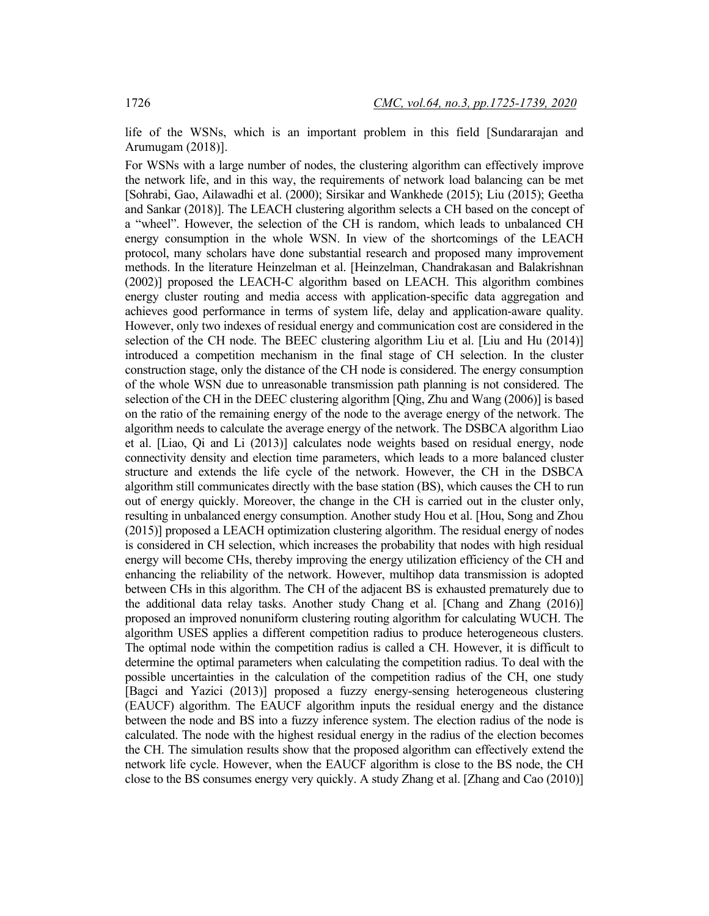life of the WSNs, which is an important problem in this field [Sundararajan and Arumugam (2018)].

For WSNs with a large number of nodes, the clustering algorithm can effectively improve the network life, and in this way, the requirements of network load balancing can be met [Sohrabi, Gao, Ailawadhi et al. (2000); Sirsikar and Wankhede (2015); Liu (2015); Geetha and Sankar (2018)]. The LEACH clustering algorithm selects a CH based on the concept of a "wheel". However, the selection of the CH is random, which leads to unbalanced CH energy consumption in the whole WSN. In view of the shortcomings of the LEACH protocol, many scholars have done substantial research and proposed many improvement methods. In the literature Heinzelman et al. [Heinzelman, Chandrakasan and Balakrishnan (2002)] proposed the LEACH-C algorithm based on LEACH. This algorithm combines energy cluster routing and media access with application-specific data aggregation and achieves good performance in terms of system life, delay and application-aware quality. However, only two indexes of residual energy and communication cost are considered in the selection of the CH node. The BEEC clustering algorithm Liu et al. [Liu and Hu (2014)] introduced a competition mechanism in the final stage of CH selection. In the cluster construction stage, only the distance of the CH node is considered. The energy consumption of the whole WSN due to unreasonable transmission path planning is not considered. The selection of the CH in the DEEC clustering algorithm [Qing, Zhu and Wang (2006)] is based on the ratio of the remaining energy of the node to the average energy of the network. The algorithm needs to calculate the average energy of the network. The DSBCA algorithm Liao et al. [Liao, Qi and Li (2013)] calculates node weights based on residual energy, node connectivity density and election time parameters, which leads to a more balanced cluster structure and extends the life cycle of the network. However, the CH in the DSBCA algorithm still communicates directly with the base station (BS), which causes the CH to run out of energy quickly. Moreover, the change in the CH is carried out in the cluster only, resulting in unbalanced energy consumption. Another study Hou et al. [Hou, Song and Zhou (2015)] proposed a LEACH optimization clustering algorithm. The residual energy of nodes is considered in CH selection, which increases the probability that nodes with high residual energy will become CHs, thereby improving the energy utilization efficiency of the CH and enhancing the reliability of the network. However, multihop data transmission is adopted between CHs in this algorithm. The CH of the adjacent BS is exhausted prematurely due to the additional data relay tasks. Another study Chang et al. [Chang and Zhang (2016)] proposed an improved nonuniform clustering routing algorithm for calculating WUCH. The algorithm USES applies a different competition radius to produce heterogeneous clusters. The optimal node within the competition radius is called a CH. However, it is difficult to determine the optimal parameters when calculating the competition radius. To deal with the possible uncertainties in the calculation of the competition radius of the CH, one study [Bagci and Yazici (2013)] proposed a fuzzy energy-sensing heterogeneous clustering (EAUCF) algorithm. The EAUCF algorithm inputs the residual energy and the distance between the node and BS into a fuzzy inference system. The election radius of the node is calculated. The node with the highest residual energy in the radius of the election becomes the CH. The simulation results show that the proposed algorithm can effectively extend the network life cycle. However, when the EAUCF algorithm is close to the BS node, the CH close to the BS consumes energy very quickly. A study Zhang et al. [Zhang and Cao (2010)]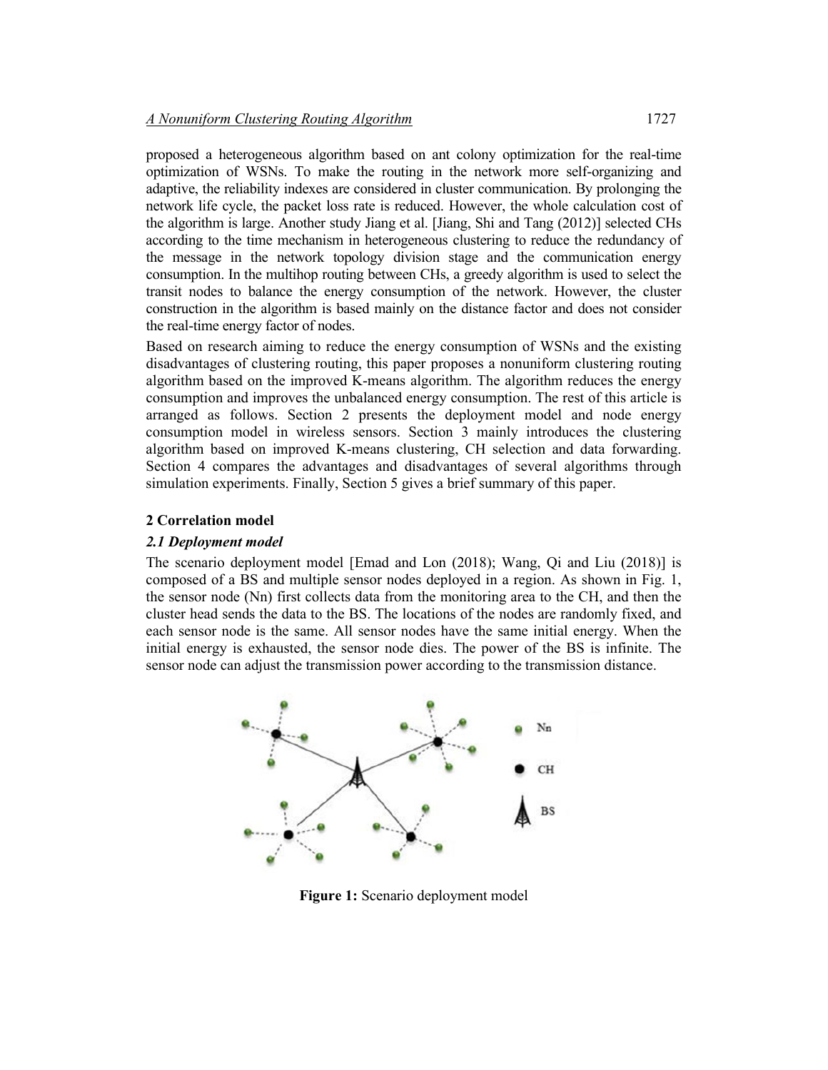proposed a heterogeneous algorithm based on ant colony optimization for the real-time optimization of WSNs. To make the routing in the network more self-organizing and adaptive, the reliability indexes are considered in cluster communication. By prolonging the network life cycle, the packet loss rate is reduced. However, the whole calculation cost of the algorithm is large. Another study Jiang et al. [Jiang, Shi and Tang (2012)] selected CHs according to the time mechanism in heterogeneous clustering to reduce the redundancy of the message in the network topology division stage and the communication energy consumption. In the multihop routing between CHs, a greedy algorithm is used to select the transit nodes to balance the energy consumption of the network. However, the cluster construction in the algorithm is based mainly on the distance factor and does not consider the real-time energy factor of nodes.

Based on research aiming to reduce the energy consumption of WSNs and the existing disadvantages of clustering routing, this paper proposes a nonuniform clustering routing algorithm based on the improved K-means algorithm. The algorithm reduces the energy consumption and improves the unbalanced energy consumption. The rest of this article is arranged as follows. Section 2 presents the deployment model and node energy consumption model in wireless sensors. Section 3 mainly introduces the clustering algorithm based on improved K-means clustering, CH selection and data forwarding. Section 4 compares the advantages and disadvantages of several algorithms through simulation experiments. Finally, Section 5 gives a brief summary of this paper.

## 2 Correlation model

### *2.1 Deployment model*

The scenario deployment model [Emad and Lon (2018); Wang, Qi and Liu (2018)] is composed of a BS and multiple sensor nodes deployed in a region. As shown in Fig. 1, the sensor node (Nn) first collects data from the monitoring area to the CH, and then the cluster head sends the data to the BS. The locations of the nodes are randomly fixed, and each sensor node is the same. All sensor nodes have the same initial energy. When the initial energy is exhausted, the sensor node dies. The power of the BS is infinite. The sensor node can adjust the transmission power according to the transmission distance.

**Figure 1:** Scenario deployment model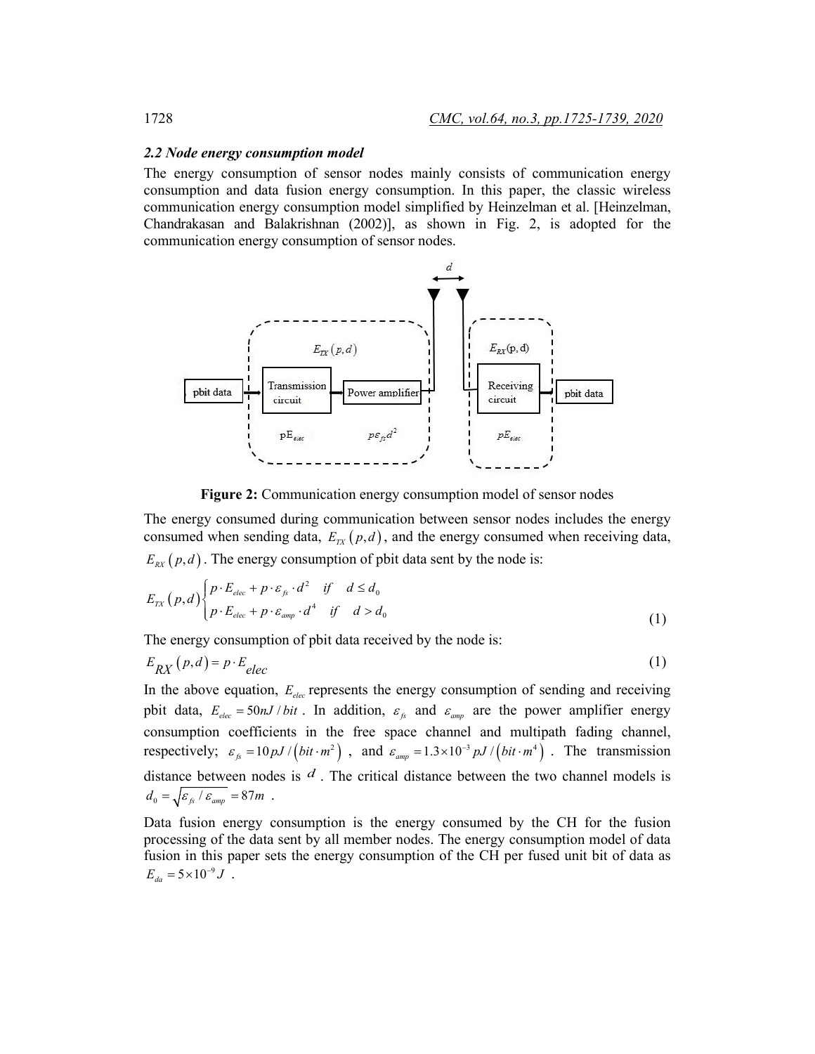### *2.2 Node energy consumption model*

The energy consumption of sensor nodes mainly consists of communication energy consumption and data fusion energy consumption. In this paper, the classic wireless communication energy consumption model simplified by Heinzelman et al. [Heinzelman, Chandrakasan and Balakrishnan (2002)], as shown in Fig. 2, is adopted for the communication energy consumption of sensor nodes.

**Figure 2:** Communication energy consumption model of sensor nodes

The energy consumed during communication between sensor nodes includes the energy consumed when sending data, $E_{TX}(p,d)$, and the energy consumed when receiving data, $E_{RX}(p,d)$. The energy consumption of pbit data sent by the node is:

$$E_{TX}(p,d)\begin{cases} p \cdot E_{elec} + p \cdot \varepsilon_{fs} \cdot d^2 & if \quad d \le d_0 \\ p \cdot E_{elec} + p \cdot \varepsilon_{amp} \cdot d^4 & if \quad d > d_0 \end{cases} \tag{1}$$

The energy consumption of pbit data received by the node is:

$$E_{RX}(p,d) = p \cdot E_{elec} \tag{1}$$

In the above equation, $E_{elec}$ represents the energy consumption of sending and receiving pbit data, $E_{elec} = 50nJ/bit$. In addition, $\varepsilon_{fs}$ and $\varepsilon_{amp}$ are the power amplifier energy consumption coefficients in the free space channel and multipath fading channel, respectively; $\varepsilon_{fs} = 10pJ/(bit \cdot m^2)$, and $\varepsilon_{amp} = 1.3 \times 10^{-3} pJ/(bit \cdot m^4)$. The transmission distance between nodes is $d$. The critical distance between the two channel models is $d_0 = \sqrt{\varepsilon_{fs}/\varepsilon_{amp}} = 87m$.

Data fusion energy consumption is the energy consumed by the CH for the fusion processing of the data sent by all member nodes. The energy consumption model of data fusion in this paper sets the energy consumption of the CH per fused unit bit of data as $E_{da} = 5 \times 10^{-9} J$.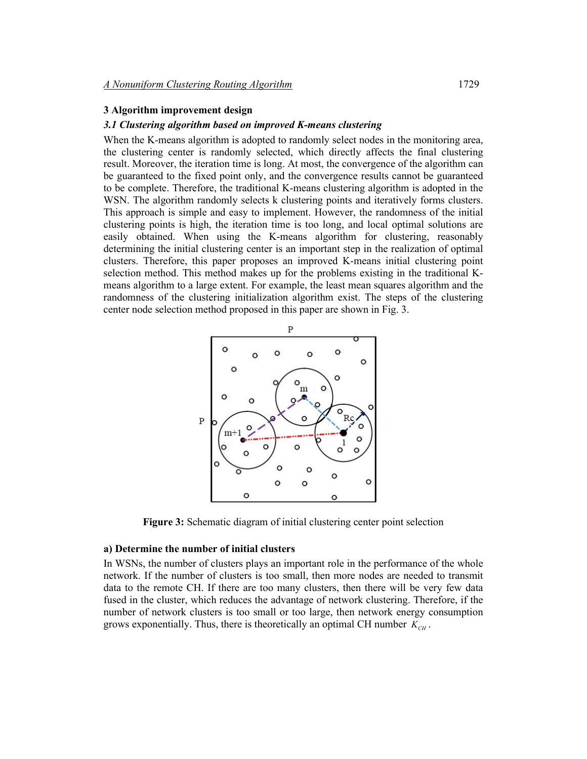## 3 Algorithm improvement design

### *3.1 Clustering algorithm based on improved K-means clustering*

When the K-means algorithm is adopted to randomly select nodes in the monitoring area, the clustering center is randomly selected, which directly affects the final clustering result. Moreover, the iteration time is long. At most, the convergence of the algorithm can be guaranteed to the fixed point only, and the convergence results cannot be guaranteed to be complete. Therefore, the traditional K-means clustering algorithm is adopted in the WSN. The algorithm randomly selects k clustering points and iteratively forms clusters. This approach is simple and easy to implement. However, the randomness of the initial clustering points is high, the iteration time is too long, and local optimal solutions are easily obtained. When using the K-means algorithm for clustering, reasonably determining the initial clustering center is an important step in the realization of optimal clusters. Therefore, this paper proposes an improved K-means initial clustering point selection method. This method makes up for the problems existing in the traditional K-means algorithm to a large extent. For example, the least mean squares algorithm and the randomness of the clustering initialization algorithm exist. The steps of the clustering center node selection method proposed in this paper are shown in Fig. 3.

**Figure 3:** Schematic diagram of initial clustering center point selection

**a) Determine the number of initial clusters**

In WSNs, the number of clusters plays an important role in the performance of the whole network. If the number of clusters is too small, then more nodes are needed to transmit data to the remote CH. If there are too many clusters, then there will be very few data fused in the cluster, which reduces the advantage of network clustering. Therefore, if the number of network clusters is too small or too large, then network energy consumption grows exponentially. Thus, there is theoretically an optimal CH number $K_{CH}$.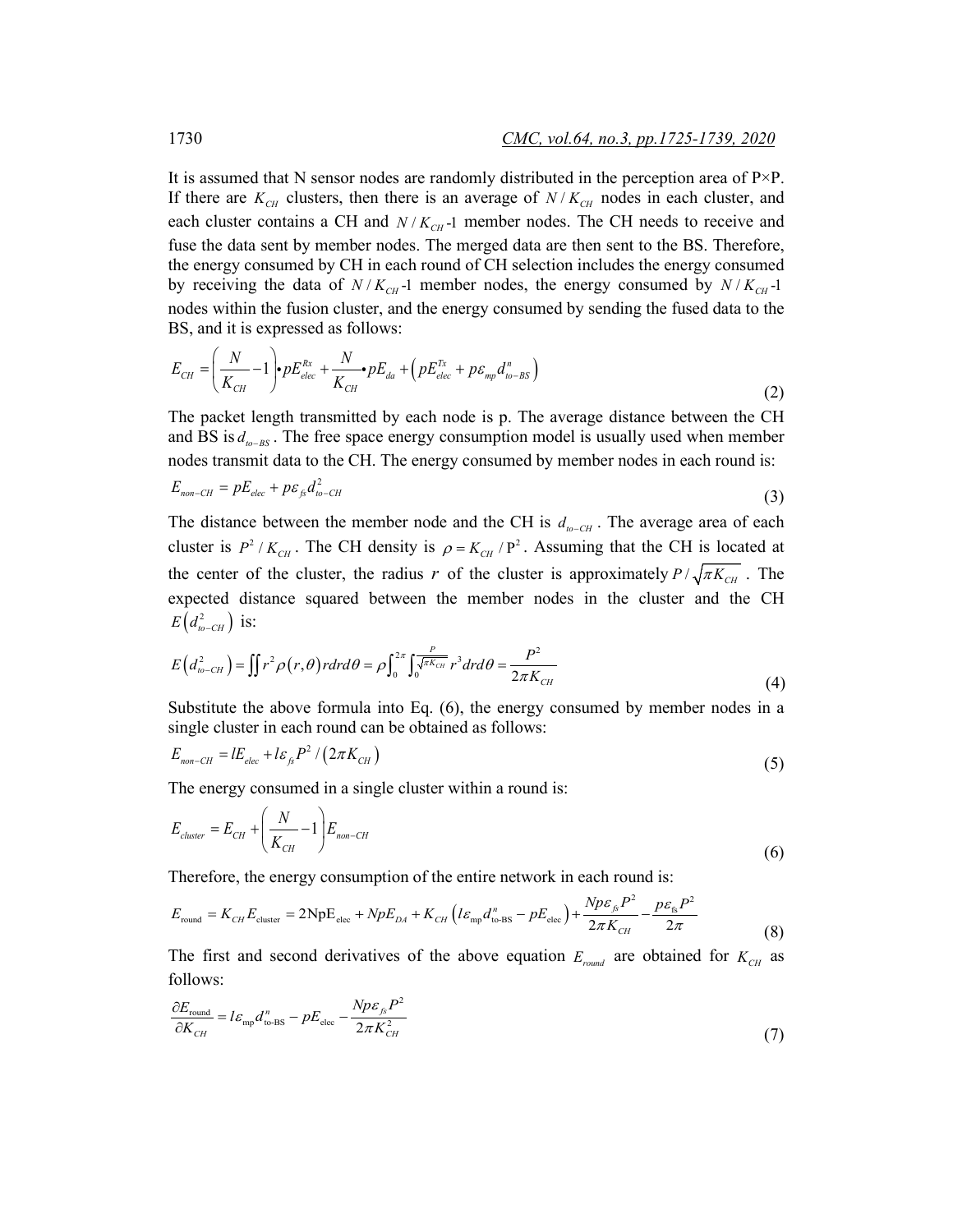It is assumed that N sensor nodes are randomly distributed in the perception area of P×P. If there are $K_{CH}$ clusters, then there is an average of $N/K_{CH}$ nodes in each cluster, and each cluster contains a CH and $N/K_{CH}$-1 member nodes. The CH needs to receive and fuse the data sent by member nodes. The merged data are then sent to the BS. Therefore, the energy consumed by CH in each round of CH selection includes the energy consumed by receiving the data of $N/K_{CH}$-1 member nodes, the energy consumed by $N/K_{CH}$-1 nodes within the fusion cluster, and the energy consumed by sending the fused data to the BS, and it is expressed as follows:

$$E_{CH} = \left(\frac{N}{K_{CH}} - 1\right) \bullet pE_{elec}^{Rx} + \frac{N}{K_{CH}} \bullet pE_{da} + \left(pE_{elec}^{Tx} + p\varepsilon_{mp} d_{to-BS}^{n}\right) \tag{2}$$

The packet length transmitted by each node is p. The average distance between the CH and BS is $d_{to-BS}$. The free space energy consumption model is usually used when member nodes transmit data to the CH. The energy consumed by member nodes in each round is:

$$E_{non-CH} = pE_{elec} + p\varepsilon_{fs} d_{to-CH}^{2} \tag{3}$$

The distance between the member node and the CH is $d_{to-CH}$. The average area of each cluster is $P^2/K_{CH}$. The CH density is $\rho = K_{CH}/\mathrm{P}^2$. Assuming that the CH is located at the center of the cluster, the radius $r$ of the cluster is approximately $P/\sqrt{\pi K_{CH}}$. The expected distance squared between the member nodes in the cluster and the CH $E\left(d_{to-CH}^{2}\right)$ is:

$$E\left(d_{to-CH}^{2}\right) = \iint r^2 \rho(r,\theta) r dr d\theta = \rho \int_0^{2\pi} \int_0^{\frac{P}{\sqrt{\pi K_{CH}}}} r^3 dr d\theta = \frac{P^2}{2\pi K_{CH}} \tag{4}$$

Substitute the above formula into Eq. (6), the energy consumed by member nodes in a single cluster in each round can be obtained as follows:

$$E_{non-CH} = lE_{elec} + l\varepsilon_{fs} P^2 / \left(2\pi K_{CH}\right) \tag{5}$$

The energy consumed in a single cluster within a round is:

$$E_{cluster} = E_{CH} + \left(\frac{N}{K_{CH}} - 1\right) E_{non-CH} \tag{6}$$

Therefore, the energy consumption of the entire network in each round is:

$$E_{\text{round}} = K_{CH} E_{\text{cluster}} = 2\text{NpE}_{\text{elec}} + NpE_{DA} + K_{CH}\left(l\varepsilon_{\text{mp}} d_{\text{to-BS}}^{n} - pE_{\text{elec}}\right) + \frac{Np\varepsilon_{fs} P^2}{2\pi K_{CH}} - \frac{p\varepsilon_{\text{fs}} P^2}{2\pi} \tag{8}$$

The first and second derivatives of the above equation $E_{round}$ are obtained for $K_{CH}$ as follows:

$$\frac{\partial E_{\text{round}}}{\partial K_{CH}} = l\varepsilon_{\text{mp}} d_{\text{to-BS}}^{n} - pE_{\text{elec}} - \frac{Np\varepsilon_{fs} P^2}{2\pi K_{CH}^2} \tag{7}$$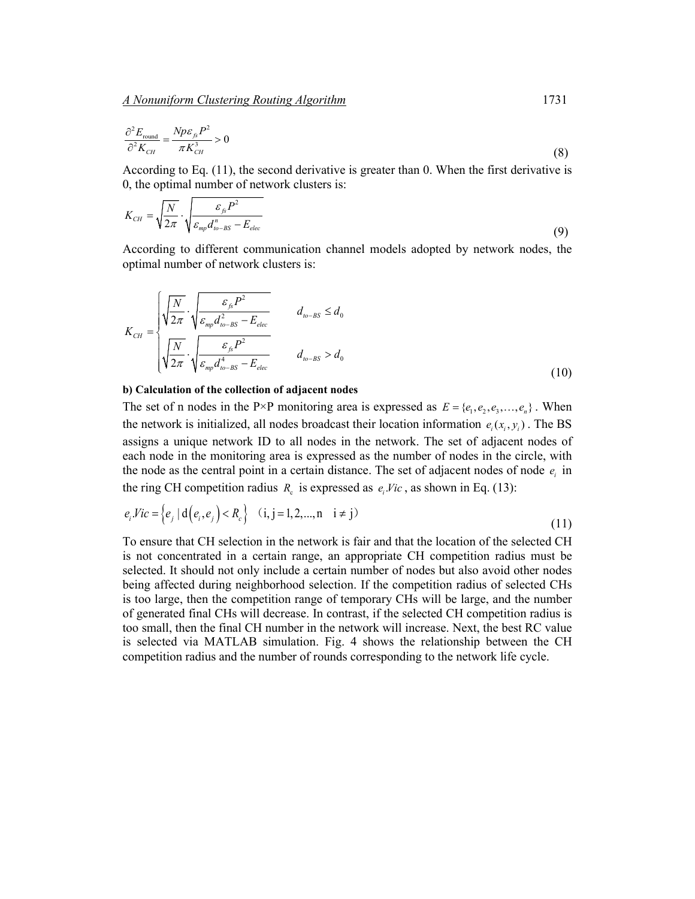$$\frac{\partial^2 E_{\text{round}}}{\partial^2 K_{CH}} = \frac{Np\varepsilon_{fs}P^2}{\pi K_{CH}^3} > 0 \tag{8}$$

According to Eq. (11), the second derivative is greater than 0. When the first derivative is 0, the optimal number of network clusters is:

$$K_{CH} = \sqrt{\frac{N}{2\pi}} \cdot \sqrt{\frac{\varepsilon_{fs}P^2}{\varepsilon_{mp}d_{to-BS}^n - E_{elec}}} \tag{9}$$

According to different communication channel models adopted by network nodes, the optimal number of network clusters is:

$$K_{CH} = \begin{cases} \sqrt{\frac{N}{2\pi}} \cdot \sqrt{\frac{\varepsilon_{fs}P^2}{\varepsilon_{mp}d_{to-BS}^2 - E_{elec}}} & d_{to-BS} \le d_0 \\ \sqrt{\frac{N}{2\pi}} \cdot \sqrt{\frac{\varepsilon_{fs}P^2}{\varepsilon_{mp}d_{to-BS}^4 - E_{elec}}} & d_{to-BS} > d_0 \end{cases} \tag{10}$$

**b) Calculation of the collection of adjacent nodes**

The set of n nodes in the P×P monitoring area is expressed as $E = \{e_1, e_2, e_3, \ldots, e_n\}$. When the network is initialized, all nodes broadcast their location information $e_i(x_i, y_i)$. The BS assigns a unique network ID to all nodes in the network. The set of adjacent nodes of each node in the monitoring area is expressed as the number of nodes in the circle, with the node as the central point in a certain distance. The set of adjacent nodes of node $e_i$ in the ring CH competition radius $R_c$ is expressed as $e_i.Vic$, as shown in Eq. (13):

$$e_i.Vic = \left\{ e_j \mid \mathrm{d}\left(e_i, e_j\right) < R_c \right\} \quad (\mathrm{i, j} = 1, 2, \ldots, \mathrm{n} \quad \mathrm{i} \neq \mathrm{j}) \tag{11}$$

To ensure that CH selection in the network is fair and that the location of the selected CH is not concentrated in a certain range, an appropriate CH competition radius must be selected. It should not only include a certain number of nodes but also avoid other nodes being affected during neighborhood selection. If the competition radius of selected CHs is too large, then the competition range of temporary CHs will be large, and the number of generated final CHs will decrease. In contrast, if the selected CH competition radius is too small, then the final CH number in the network will increase. Next, the best RC value is selected via MATLAB simulation. Fig. 4 shows the relationship between the CH competition radius and the number of rounds corresponding to the network life cycle.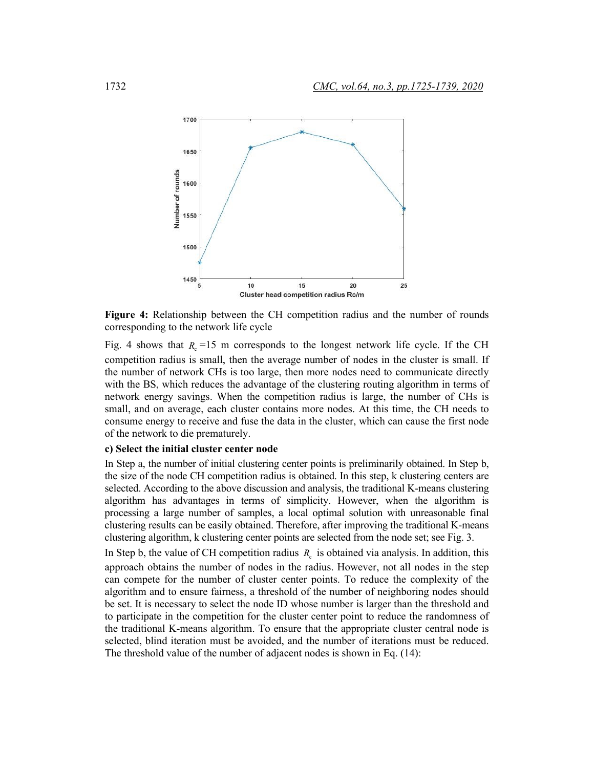**Figure 4:** Relationship between the CH competition radius and the number of rounds corresponding to the network life cycle

Fig. 4 shows that $R_c$=15 m corresponds to the longest network life cycle. If the CH competition radius is small, then the average number of nodes in the cluster is small. If the number of network CHs is too large, then more nodes need to communicate directly with the BS, which reduces the advantage of the clustering routing algorithm in terms of network energy savings. When the competition radius is large, the number of CHs is small, and on average, each cluster contains more nodes. At this time, the CH needs to consume energy to receive and fuse the data in the cluster, which can cause the first node of the network to die prematurely.

**c) Select the initial cluster center node**

In Step a, the number of initial clustering center points is preliminarily obtained. In Step b, the size of the node CH competition radius is obtained. In this step, k clustering centers are selected. According to the above discussion and analysis, the traditional K-means clustering algorithm has advantages in terms of simplicity. However, when the algorithm is processing a large number of samples, a local optimal solution with unreasonable final clustering results can be easily obtained. Therefore, after improving the traditional K-means clustering algorithm, k clustering center points are selected from the node set; see Fig. 3.

In Step b, the value of CH competition radius $R_c$ is obtained via analysis. In addition, this approach obtains the number of nodes in the radius. However, not all nodes in the step can compete for the number of cluster center points. To reduce the complexity of the algorithm and to ensure fairness, a threshold of the number of neighboring nodes should be set. It is necessary to select the node ID whose number is larger than the threshold and to participate in the competition for the cluster center point to reduce the randomness of the traditional K-means algorithm. To ensure that the appropriate cluster central node is selected, blind iteration must be avoided, and the number of iterations must be reduced. The threshold value of the number of adjacent nodes is shown in Eq. (14):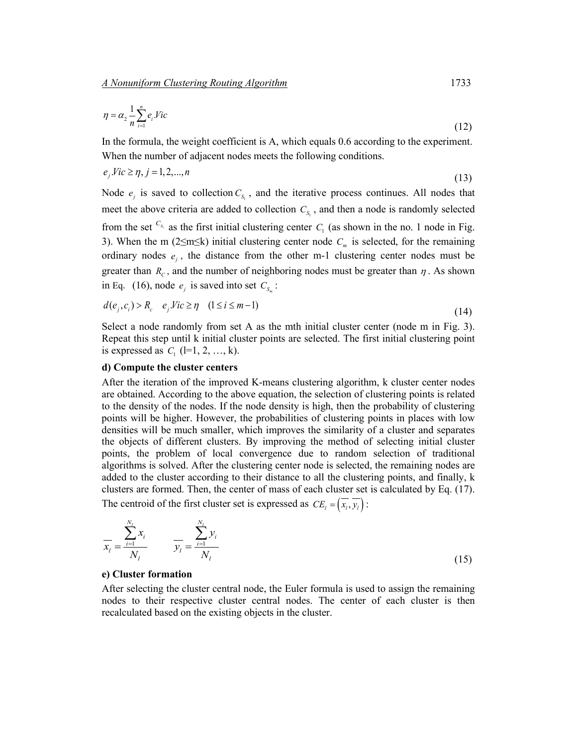$$\eta = \alpha_2 \frac{1}{n}\sum_{i=1}^{n} e_i.Vic \tag{12}$$

In the formula, the weight coefficient is A, which equals 0.6 according to the experiment. When the number of adjacent nodes meets the following conditions.

$$e_j.Vic \geq \eta, j = 1,2,...,n \tag{13}$$

Node $e_j$ is saved to collection $C_{S_1}$, and the iterative process continues. All nodes that meet the above criteria are added to collection $C_{S_1}$, and then a node is randomly selected from the set $C_{S_1}$ as the first initial clustering center $C_1$ (as shown in the no. 1 node in Fig. 3). When the m (2≤m≤k) initial clustering center node $C_m$ is selected, for the remaining ordinary nodes $e_j$, the distance from the other m-1 clustering center nodes must be greater than $R_C$, and the number of neighboring nodes must be greater than $\eta$. As shown in Eq. (16), node $e_j$ is saved into set $C_{S_m}$:

$$d(e_j, c_i) > R_c \quad e_j.Vic \geq \eta \quad (1 \leq i \leq m-1) \tag{14}$$

Select a node randomly from set A as the mth initial cluster center (node m in Fig. 3). Repeat this step until k initial cluster points are selected. The first initial clustering point is expressed as $C_1$ (l=1, 2, …, k).

**d) Compute the cluster centers**

After the iteration of the improved K-means clustering algorithm, k cluster center nodes are obtained. According to the above equation, the selection of clustering points is related to the density of the nodes. If the node density is high, then the probability of clustering points will be higher. However, the probabilities of clustering points in places with low densities will be much smaller, which improves the similarity of a cluster and separates the objects of different clusters. By improving the method of selecting initial cluster points, the problem of local convergence due to random selection of traditional algorithms is solved. After the clustering center node is selected, the remaining nodes are added to the cluster according to their distance to all the clustering points, and finally, k clusters are formed. Then, the center of mass of each cluster set is calculated by Eq. (17). The centroid of the first cluster set is expressed as $CE_l = \left(\overline{x_l}, \overline{y_l}\right)$:

$$\overline{x_l} = \frac{\sum_{i=1}^{N_l} x_i}{N_l} \qquad \overline{y_l} = \frac{\sum_{i=1}^{N_l} y_i}{N_l} \tag{15}$$

**e) Cluster formation**

After selecting the cluster central node, the Euler formula is used to assign the remaining nodes to their respective cluster central nodes. The center of each cluster is then recalculated based on the existing objects in the cluster.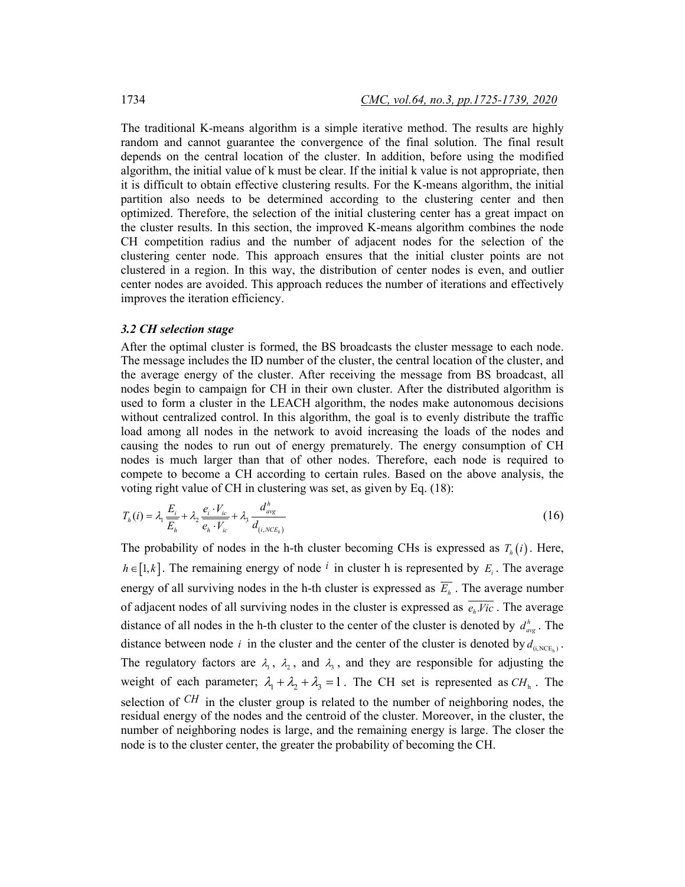The traditional K-means algorithm is a simple iterative method. The results are highly random and cannot guarantee the convergence of the final solution. The final result depends on the central location of the cluster. In addition, before using the modified algorithm, the initial value of k must be clear. If the initial k value is not appropriate, then it is difficult to obtain effective clustering results. For the K-means algorithm, the initial partition also needs to be determined according to the clustering center and then optimized. Therefore, the selection of the initial clustering center has a great impact on the cluster results. In this section, the improved K-means algorithm combines the node CH competition radius and the number of adjacent nodes for the selection of the clustering center node. This approach ensures that the initial cluster points are not clustered in a region. In this way, the distribution of center nodes is even, and outlier center nodes are avoided. This approach reduces the number of iterations and effectively improves the iteration efficiency.

### *3.2 CH selection stage*

After the optimal cluster is formed, the BS broadcasts the cluster message to each node. The message includes the ID number of the cluster, the central location of the cluster, and the average energy of the cluster. After receiving the message from BS broadcast, all nodes begin to campaign for CH in their own cluster. After the distributed algorithm is used to form a cluster in the LEACH algorithm, the nodes make autonomous decisions without centralized control. In this algorithm, the goal is to evenly distribute the traffic load among all nodes in the network to avoid increasing the loads of the nodes and causing the nodes to run out of energy prematurely. The energy consumption of CH nodes is much larger than that of other nodes. Therefore, each node is required to compete to become a CH according to certain rules. Based on the above analysis, the voting right value of CH in clustering was set, as given by Eq. (18):

$$T_h(i) = \lambda_1 \frac{E_i}{\overline{E_h}} + \lambda_2 \frac{e_i \cdot V_{ic}}{\overline{e_h \cdot V_{ic}}} + \lambda_3 \frac{d_{avg}^h}{d_{(i,NCE_h)}} \tag{16}$$

The probability of nodes in the h-th cluster becoming CHs is expressed as $T_h(i)$. Here, $h \in [1,k]$. The remaining energy of node $i$ in cluster h is represented by $E_i$. The average energy of all surviving nodes in the h-th cluster is expressed as $\overline{E_h}$. The average number of adjacent nodes of all surviving nodes in the cluster is expressed as $\overline{e_h.Vic}$. The average distance of all nodes in the h-th cluster to the center of the cluster is denoted by $d_{avg}^h$. The distance between node $i$ in the cluster and the center of the cluster is denoted by $d_{(i,NCE_h)}$. The regulatory factors are $\lambda_1$, $\lambda_2$, and $\lambda_3$, and they are responsible for adjusting the weight of each parameter; $\lambda_1 + \lambda_2 + \lambda_3 = 1$. The CH set is represented as $CH_h$. The selection of $CH$ in the cluster group is related to the number of neighboring nodes, the residual energy of the nodes and the centroid of the cluster. Moreover, in the cluster, the number of neighboring nodes is large, and the remaining energy is large. The closer the node is to the cluster center, the greater the probability of becoming the CH.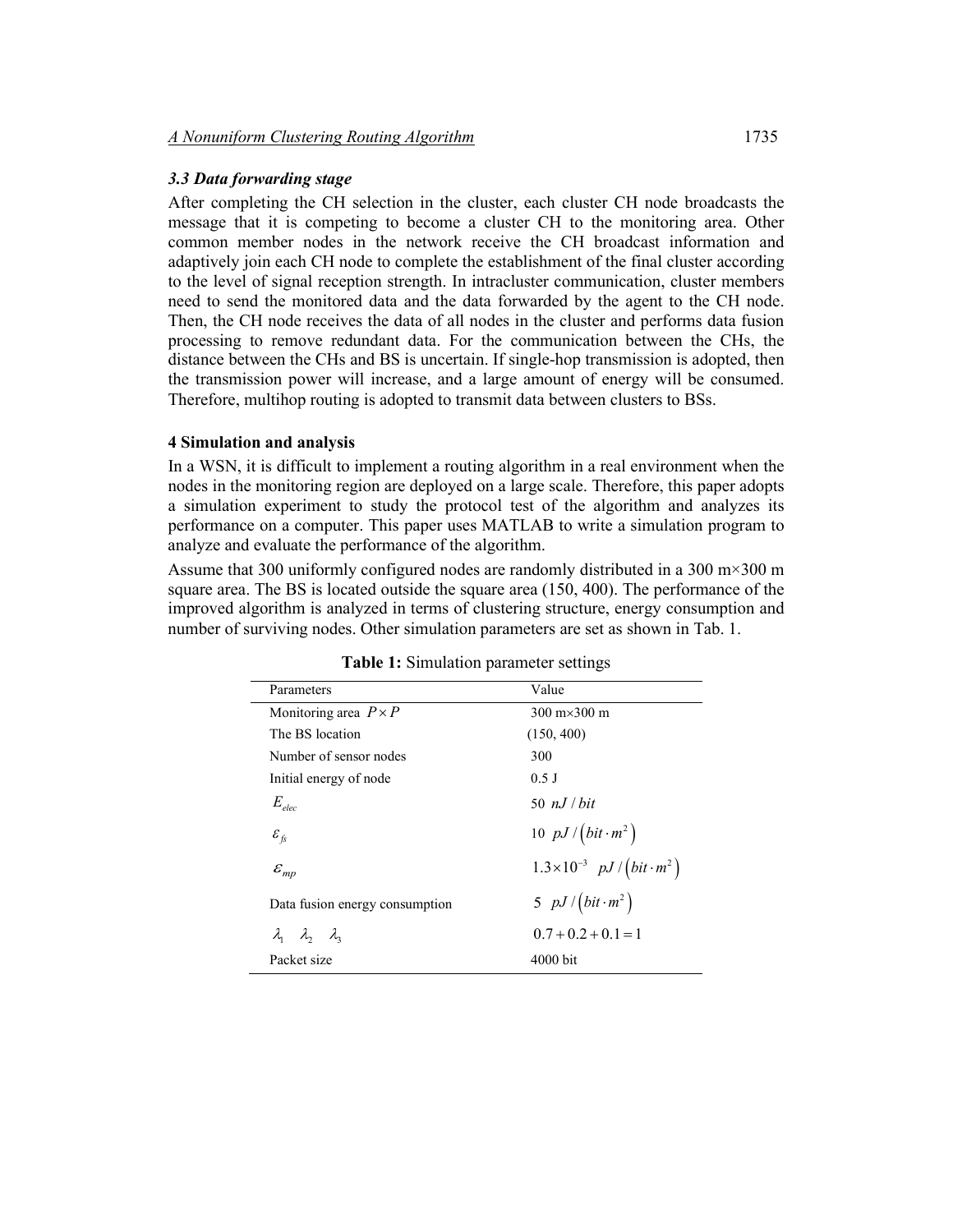### 3.3 Data forwarding stage

After completing the CH selection in the cluster, each cluster CH node broadcasts the message that it is competing to become a cluster CH to the monitoring area. Other common member nodes in the network receive the CH broadcast information and adaptively join each CH node to complete the establishment of the final cluster according to the level of signal reception strength. In intracluster communication, cluster members need to send the monitored data and the data forwarded by the agent to the CH node. Then, the CH node receives the data of all nodes in the cluster and performs data fusion processing to remove redundant data. For the communication between the CHs, the distance between the CHs and BS is uncertain. If single-hop transmission is adopted, then the transmission power will increase, and a large amount of energy will be consumed. Therefore, multihop routing is adopted to transmit data between clusters to BSs.

## 4 Simulation and analysis

In a WSN, it is difficult to implement a routing algorithm in a real environment when the nodes in the monitoring region are deployed on a large scale. Therefore, this paper adopts a simulation experiment to study the protocol test of the algorithm and analyzes its performance on a computer. This paper uses MATLAB to write a simulation program to analyze and evaluate the performance of the algorithm.

Assume that 300 uniformly configured nodes are randomly distributed in a 300 m×300 m square area. The BS is located outside the square area (150, 400). The performance of the improved algorithm is analyzed in terms of clustering structure, energy consumption and number of surviving nodes. Other simulation parameters are set as shown in Tab. 1.

**Table 1:** Simulation parameter settings

| Parameters | Value |
|---|---|
| Monitoring area $P \times P$ | 300 m×300 m |
| The BS location | (150, 400) |
| Number of sensor nodes | 300 |
| Initial energy of node | 0.5 J |
| $E_{elec}$ | 50 $nJ/bit$ |
| $\varepsilon_{fs}$ | 10 $pJ/\left(bit \cdot m^2\right)$ |
| $\varepsilon_{mp}$ | $1.3 \times 10^{-3}$ $pJ/\left(bit \cdot m^2\right)$ |
| Data fusion energy consumption | 5 $pJ/\left(bit \cdot m^2\right)$ |
| $\lambda_1$ $\lambda_2$ $\lambda_3$ | $0.7 + 0.2 + 0.1 = 1$ |
| Packet size | 4000 bit |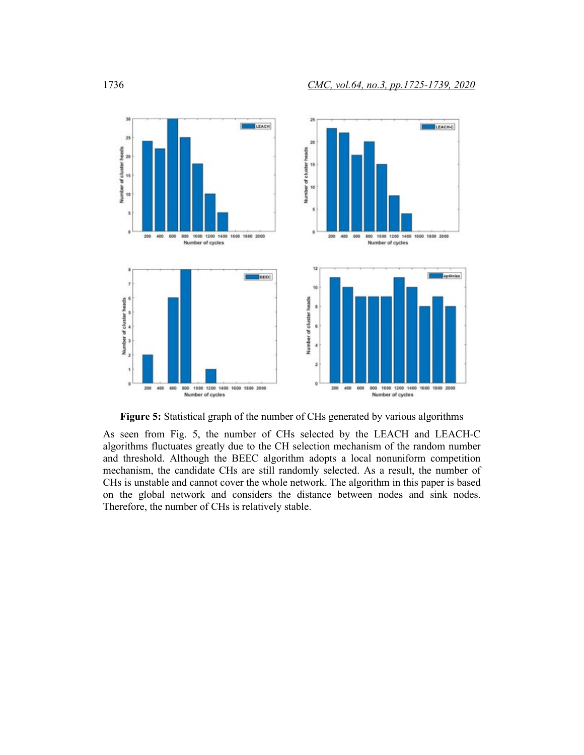**Figure 5:** Statistical graph of the number of CHs generated by various algorithms

As seen from Fig. 5, the number of CHs selected by the LEACH and LEACH-C algorithms fluctuates greatly due to the CH selection mechanism of the random number and threshold. Although the BEEC algorithm adopts a local nonuniform competition mechanism, the candidate CHs are still randomly selected. As a result, the number of CHs is unstable and cannot cover the whole network. The algorithm in this paper is based on the global network and considers the distance between nodes and sink nodes. Therefore, the number of CHs is relatively stable.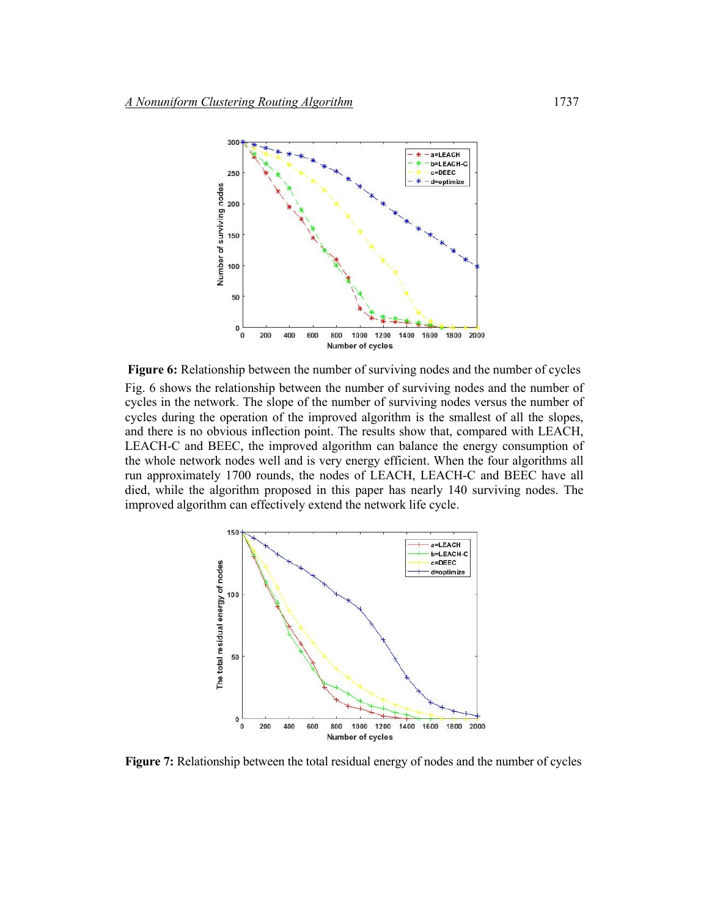**Figure 6:** Relationship between the number of surviving nodes and the number of cycles

Fig. 6 shows the relationship between the number of surviving nodes and the number of cycles in the network. The slope of the number of surviving nodes versus the number of cycles during the operation of the improved algorithm is the smallest of all the slopes, and there is no obvious inflection point. The results show that, compared with LEACH, LEACH-C and BEEC, the improved algorithm can balance the energy consumption of the whole network nodes well and is very energy efficient. When the four algorithms all run approximately 1700 rounds, the nodes of LEACH, LEACH-C and BEEC have all died, while the algorithm proposed in this paper has nearly 140 surviving nodes. The improved algorithm can effectively extend the network life cycle.

**Figure 7:** Relationship between the total residual energy of nodes and the number of cycles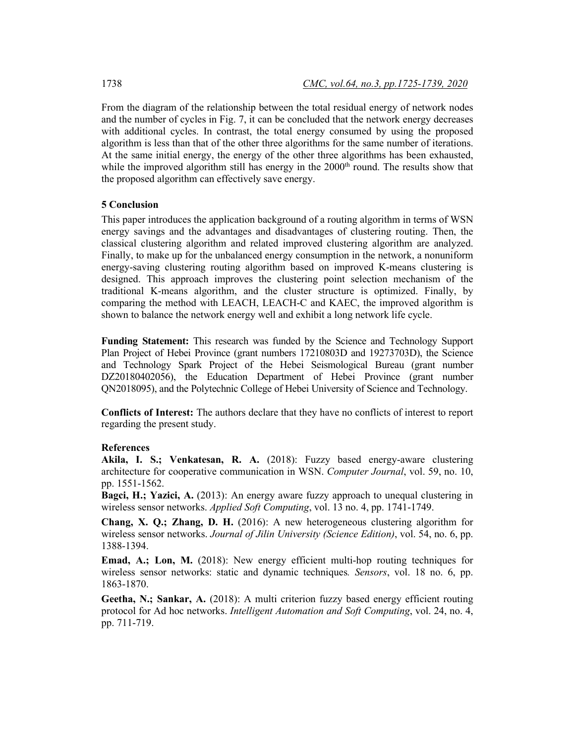From the diagram of the relationship between the total residual energy of network nodes and the number of cycles in Fig. 7, it can be concluded that the network energy decreases with additional cycles. In contrast, the total energy consumed by using the proposed algorithm is less than that of the other three algorithms for the same number of iterations. At the same initial energy, the energy of the other three algorithms has been exhausted, while the improved algorithm still has energy in the 2000$^{th}$ round. The results show that the proposed algorithm can effectively save energy.

## 5 Conclusion

This paper introduces the application background of a routing algorithm in terms of WSN energy savings and the advantages and disadvantages of clustering routing. Then, the classical clustering algorithm and related improved clustering algorithm are analyzed. Finally, to make up for the unbalanced energy consumption in the network, a nonuniform energy-saving clustering routing algorithm based on improved K-means clustering is designed. This approach improves the clustering point selection mechanism of the traditional K-means algorithm, and the cluster structure is optimized. Finally, by comparing the method with LEACH, LEACH-C and KAEC, the improved algorithm is shown to balance the network energy well and exhibit a long network life cycle.

**Funding Statement:** This research was funded by the Science and Technology Support Plan Project of Hebei Province (grant numbers 17210803D and 19273703D), the Science and Technology Spark Project of the Hebei Seismological Bureau (grant number DZ20180402056), the Education Department of Hebei Province (grant number QN2018095), and the Polytechnic College of Hebei University of Science and Technology.

**Conflicts of Interest:** The authors declare that they have no conflicts of interest to report regarding the present study.

## References

**Akila, I. S.; Venkatesan, R. A.** (2018): Fuzzy based energy-aware clustering architecture for cooperative communication in WSN. *Computer Journal*, vol. 59, no. 10, pp. 1551-1562.

**Bagci, H.; Yazici, A.** (2013): An energy aware fuzzy approach to unequal clustering in wireless sensor networks. *Applied Soft Computing*, vol. 13 no. 4, pp. 1741-1749.

**Chang, X. Q.; Zhang, D. H.** (2016): A new heterogeneous clustering algorithm for wireless sensor networks. *Journal of Jilin University (Science Edition)*, vol. 54, no. 6, pp. 1388-1394.

**Emad, A.; Lon, M.** (2018): New energy efficient multi-hop routing techniques for wireless sensor networks: static and dynamic techniques*. Sensors*, vol. 18 no. 6, pp. 1863-1870.

**Geetha, N.; Sankar, A.** (2018): A multi criterion fuzzy based energy efficient routing protocol for Ad hoc networks. *Intelligent Automation and Soft Computing*, vol. 24, no. 4, pp. 711-719.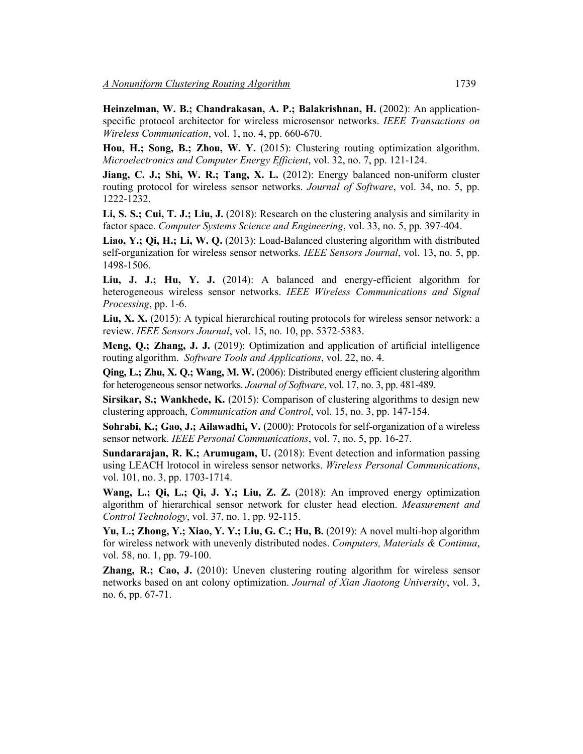**Heinzelman, W. B.; Chandrakasan, A. P.; Balakrishnan, H.** (2002): An application-specific protocol architector for wireless microsensor networks. *IEEE Transactions on Wireless Communication*, vol. 1, no. 4, pp. 660-670.

**Hou, H.; Song, B.; Zhou, W. Y.** (2015): Clustering routing optimization algorithm. *Microelectronics and Computer Energy Efficient*, vol. 32, no. 7, pp. 121-124.

**Jiang, C. J.; Shi, W. R.; Tang, X. L.** (2012): Energy balanced non-uniform cluster routing protocol for wireless sensor networks. *Journal of Software*, vol. 34, no. 5, pp. 1222-1232.

**Li, S. S.; Cui, T. J.; Liu, J.** (2018): Research on the clustering analysis and similarity in factor space. *Computer Systems Science and Engineering*, vol. 33, no. 5, pp. 397-404.

**Liao, Y.; Qi, H.; Li, W. Q.** (2013): Load-Balanced clustering algorithm with distributed self-organization for wireless sensor networks. *IEEE Sensors Journal*, vol. 13, no. 5, pp. 1498-1506.

**Liu, J. J.; Hu, Y. J.** (2014): A balanced and energy-efficient algorithm for heterogeneous wireless sensor networks. *IEEE Wireless Communications and Signal Processing*, pp. 1-6.

**Liu, X. X.** (2015): A typical hierarchical routing protocols for wireless sensor network: a review. *IEEE Sensors Journal*, vol. 15, no. 10, pp. 5372-5383.

**Meng, Q.; Zhang, J. J.** (2019): Optimization and application of artificial intelligence routing algorithm. *Software Tools and Applications*, vol. 22, no. 4.

**Qing, L.; Zhu, X. Q.; Wang, M. W.** (2006): Distributed energy efficient clustering algorithm for heterogeneous sensor networks. *Journal of Software*, vol. 17, no. 3, pp. 481-489.

**Sirsikar, S.; Wankhede, K.** (2015): Comparison of clustering algorithms to design new clustering approach, *Communication and Control*, vol. 15, no. 3, pp. 147-154.

**Sohrabi, K.; Gao, J.; Ailawadhi, V.** (2000): Protocols for self-organization of a wireless sensor network. *IEEE Personal Communications*, vol. 7, no. 5, pp. 16-27.

**Sundararajan, R. K.; Arumugam, U.** (2018): Event detection and information passing using LEACH lrotocol in wireless sensor networks. *Wireless Personal Communications*, vol. 101, no. 3, pp. 1703-1714.

**Wang, L.; Qi, L.; Qi, J. Y.; Liu, Z. Z.** (2018): An improved energy optimization algorithm of hierarchical sensor network for cluster head election. *Measurement and Control Technology*, vol. 37, no. 1, pp. 92-115.

**Yu, L.; Zhong, Y.; Xiao, Y. Y.; Liu, G. C.; Hu, B.** (2019): A novel multi-hop algorithm for wireless network with unevenly distributed nodes. *Computers, Materials & Continua*, vol. 58, no. 1, pp. 79-100.

**Zhang, R.; Cao, J.** (2010): Uneven clustering routing algorithm for wireless sensor networks based on ant colony optimization. *Journal of Xian Jiaotong University*, vol. 3, no. 6, pp. 67-71.